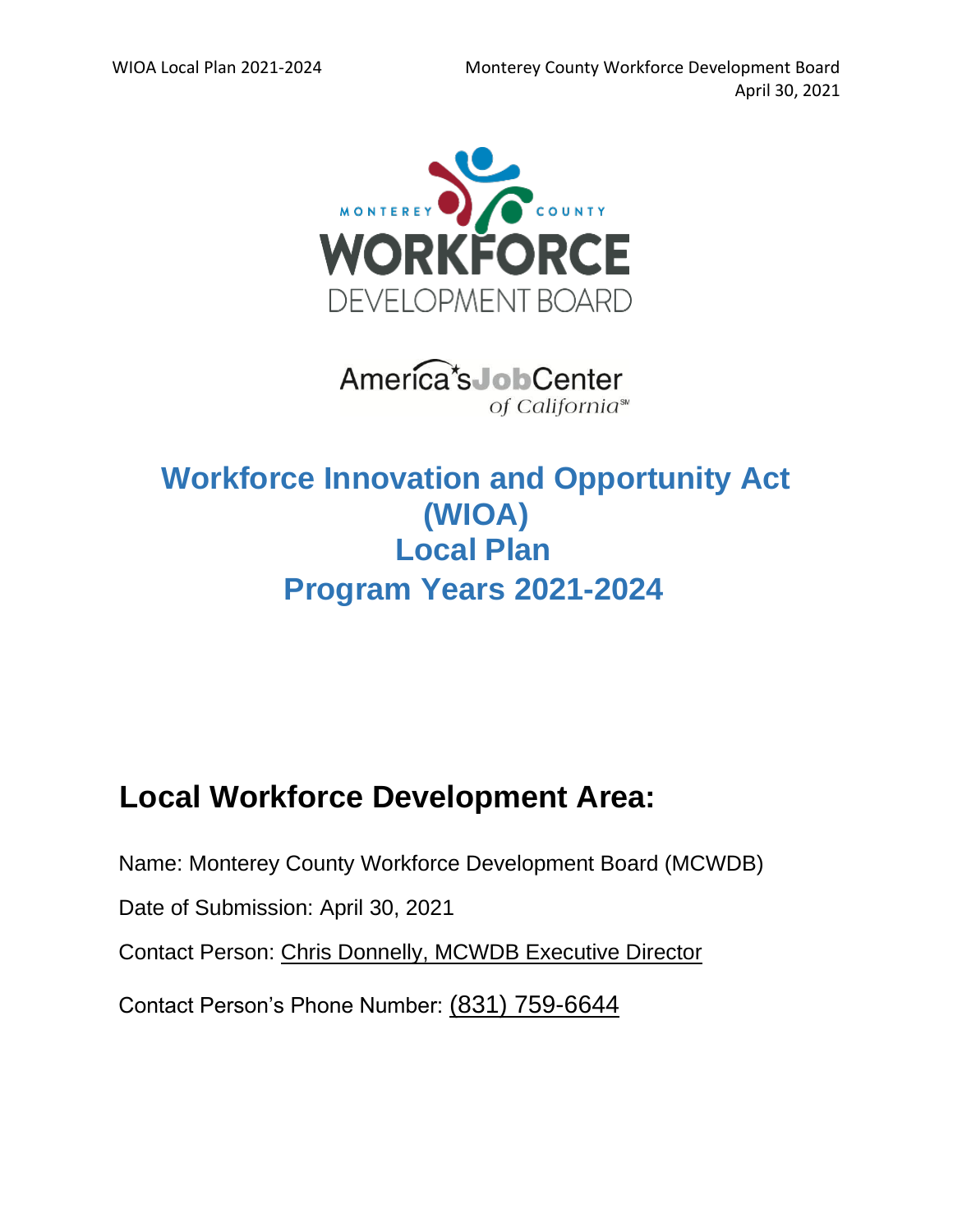# Workforce Innovation and Opportunity Act (WIOA) Local Plan Program Years 2021-2024

## Local Workforce Development Area:

Name: Monterey County Workforce Development Board (MCWDB)

Date of Submission: April 30, 2021

Contact Person: Chris Donnelly, MCWDB Executive Director

Contact Person's Phone Number: (831) 759-6644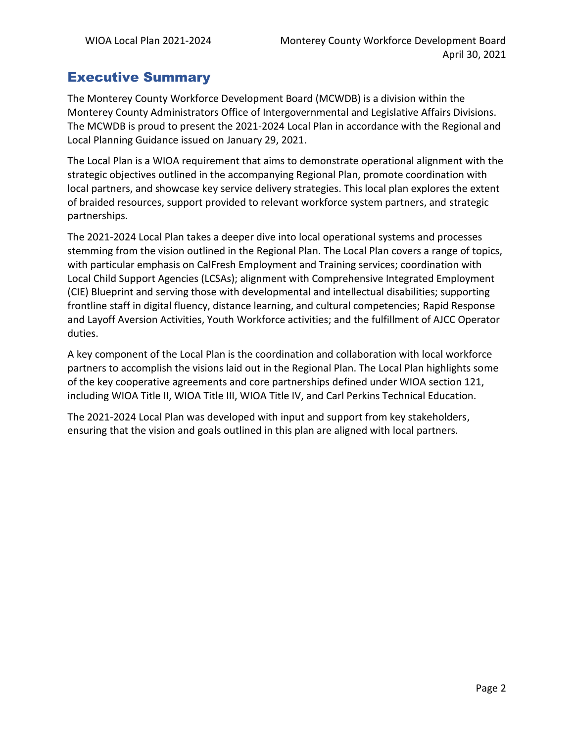## Executive Summary

The Monterey County Workforce Development Board (MCWDB) is a division within the Monterey County Administrators Office of Intergovernmental and Legislative Affairs Divisions. The MCWDB is proud to present the 2021-2024 Local Plan in accordance with the Regional and Local Planning Guidance issued on January 29, 2021.

The Local Plan is a WIOA requirement that aims to demonstrate operational alignment with the strategic objectives outlined in the accompanying Regional Plan, promote coordination with local partners, and showcase key service delivery strategies. This local plan explores the extent of braided resources, support provided to relevant workforce system partners, and strategic partnerships.

The 2021-2024 Local Plan takes a deeper dive into local operational systems and processes stemming from the vision outlined in the Regional Plan. The Local Plan covers a range of topics, with particular emphasis on CalFresh Employment and Training services; coordination with Local Child Support Agencies (LCSAs); alignment with Comprehensive Integrated Employment (CIE) Blueprint and serving those with developmental and intellectual disabilities; supporting frontline staff in digital fluency, distance learning, and cultural competencies; Rapid Response and Layoff Aversion Activities, Youth Workforce activities; and the fulfillment of AJCC Operator duties.

A key component of the Local Plan is the coordination and collaboration with local workforce partners to accomplish the visions laid out in the Regional Plan. The Local Plan highlights some of the key cooperative agreements and core partnerships defined under WIOA section 121, including WIOA Title II, WIOA Title III, WIOA Title IV, and Carl Perkins Technical Education.

The 2021-2024 Local Plan was developed with input and support from key stakeholders, ensuring that the vision and goals outlined in this plan are aligned with local partners.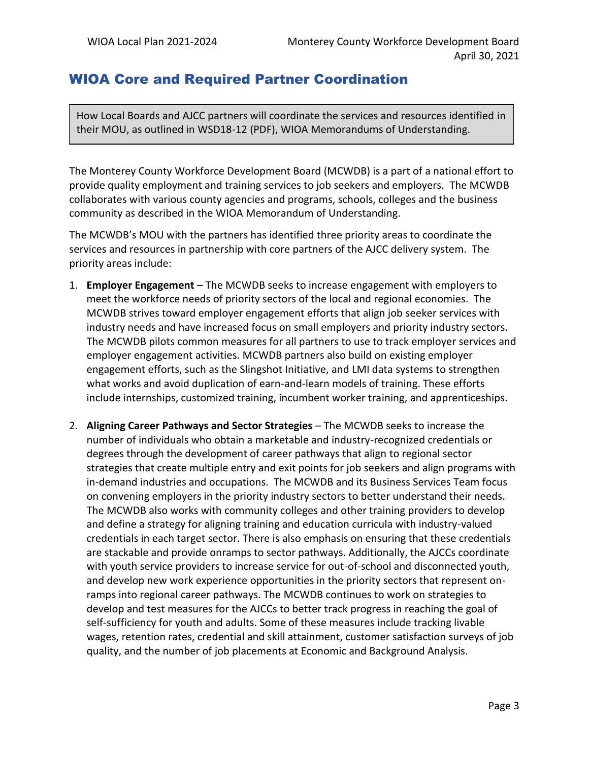## WIOA Core and Required Partner Coordination

How Local Boards and AJCC partners will coordinate the services and resources identified in their MOU, as outlined in WSD18-12 (PDF), WIOA Memorandums of Understanding.

The Monterey County Workforce Development Board (MCWDB) is a part of a national effort to provide quality employment and training services to job seekers and employers. The MCWDB collaborates with various county agencies and programs, schools, colleges and the business community as described in the WIOA Memorandum of Understanding.

The MCWDB's MOU with the partners has identified three priority areas to coordinate the services and resources in partnership with core partners of the AJCC delivery system. The priority areas include:

1. **Employer Engagement** – The MCWDB seeks to increase engagement with employers to meet the workforce needs of priority sectors of the local and regional economies. The MCWDB strives toward employer engagement efforts that align job seeker services with industry needs and have increased focus on small employers and priority industry sectors. The MCWDB pilots common measures for all partners to use to track employer services and employer engagement activities. MCWDB partners also build on existing employer engagement efforts, such as the Slingshot Initiative, and LMI data systems to strengthen what works and avoid duplication of earn-and-learn models of training. These efforts include internships, customized training, incumbent worker training, and apprenticeships.

2. **Aligning Career Pathways and Sector Strategies** – The MCWDB seeks to increase the number of individuals who obtain a marketable and industry-recognized credentials or degrees through the development of career pathways that align to regional sector strategies that create multiple entry and exit points for job seekers and align programs with in-demand industries and occupations. The MCWDB and its Business Services Team focus on convening employers in the priority industry sectors to better understand their needs. The MCWDB also works with community colleges and other training providers to develop and define a strategy for aligning training and education curricula with industry-valued credentials in each target sector. There is also emphasis on ensuring that these credentials are stackable and provide onramps to sector pathways. Additionally, the AJCCs coordinate with youth service providers to increase service for out-of-school and disconnected youth, and develop new work experience opportunities in the priority sectors that represent on-ramps into regional career pathways. The MCWDB continues to work on strategies to develop and test measures for the AJCCs to better track progress in reaching the goal of self-sufficiency for youth and adults. Some of these measures include tracking livable wages, retention rates, credential and skill attainment, customer satisfaction surveys of job quality, and the number of job placements at Economic and Background Analysis.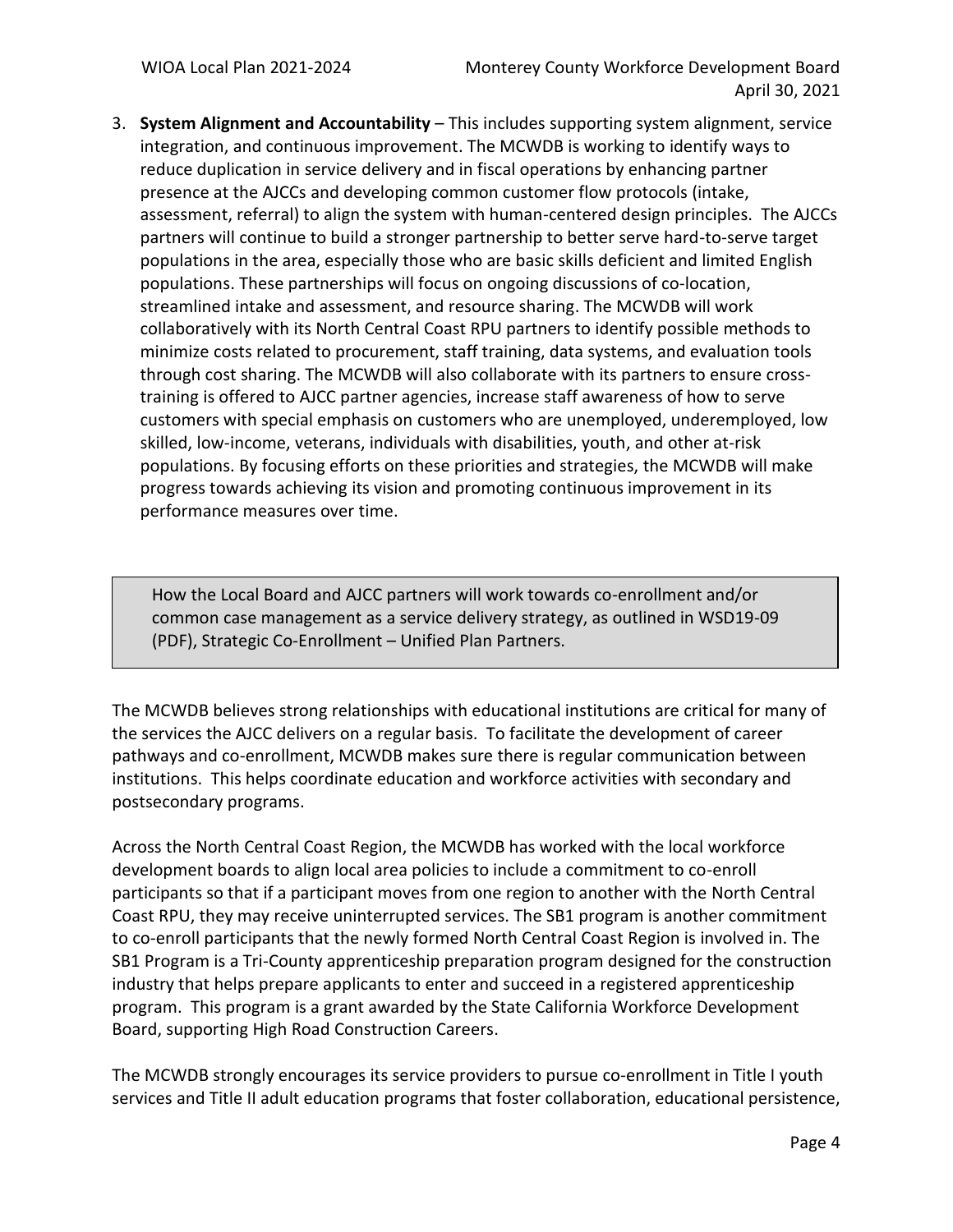3. **System Alignment and Accountability** – This includes supporting system alignment, service integration, and continuous improvement. The MCWDB is working to identify ways to reduce duplication in service delivery and in fiscal operations by enhancing partner presence at the AJCCs and developing common customer flow protocols (intake, assessment, referral) to align the system with human-centered design principles. The AJCCs partners will continue to build a stronger partnership to better serve hard-to-serve target populations in the area, especially those who are basic skills deficient and limited English populations. These partnerships will focus on ongoing discussions of co-location, streamlined intake and assessment, and resource sharing. The MCWDB will work collaboratively with its North Central Coast RPU partners to identify possible methods to minimize costs related to procurement, staff training, data systems, and evaluation tools through cost sharing. The MCWDB will also collaborate with its partners to ensure cross-training is offered to AJCC partner agencies, increase staff awareness of how to serve customers with special emphasis on customers who are unemployed, underemployed, low skilled, low-income, veterans, individuals with disabilities, youth, and other at-risk populations. By focusing efforts on these priorities and strategies, the MCWDB will make progress towards achieving its vision and promoting continuous improvement in its performance measures over time.

> How the Local Board and AJCC partners will work towards co-enrollment and/or common case management as a service delivery strategy, as outlined in WSD19-09 (PDF), Strategic Co-Enrollment – Unified Plan Partners.

The MCWDB believes strong relationships with educational institutions are critical for many of the services the AJCC delivers on a regular basis. To facilitate the development of career pathways and co-enrollment, MCWDB makes sure there is regular communication between institutions. This helps coordinate education and workforce activities with secondary and postsecondary programs.

Across the North Central Coast Region, the MCWDB has worked with the local workforce development boards to align local area policies to include a commitment to co-enroll participants so that if a participant moves from one region to another with the North Central Coast RPU, they may receive uninterrupted services. The SB1 program is another commitment to co-enroll participants that the newly formed North Central Coast Region is involved in. The SB1 Program is a Tri-County apprenticeship preparation program designed for the construction industry that helps prepare applicants to enter and succeed in a registered apprenticeship program. This program is a grant awarded by the State California Workforce Development Board, supporting High Road Construction Careers.

The MCWDB strongly encourages its service providers to pursue co-enrollment in Title I youth services and Title II adult education programs that foster collaboration, educational persistence,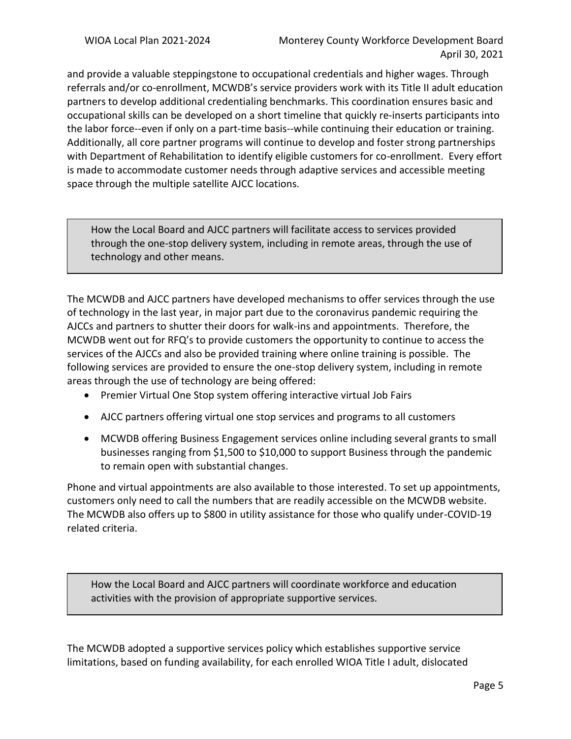and provide a valuable steppingstone to occupational credentials and higher wages. Through referrals and/or co-enrollment, MCWDB's service providers work with its Title II adult education partners to develop additional credentialing benchmarks. This coordination ensures basic and occupational skills can be developed on a short timeline that quickly re-inserts participants into the labor force--even if only on a part-time basis--while continuing their education or training. Additionally, all core partner programs will continue to develop and foster strong partnerships with Department of Rehabilitation to identify eligible customers for co-enrollment. Every effort is made to accommodate customer needs through adaptive services and accessible meeting space through the multiple satellite AJCC locations.

> How the Local Board and AJCC partners will facilitate access to services provided through the one-stop delivery system, including in remote areas, through the use of technology and other means.

The MCWDB and AJCC partners have developed mechanisms to offer services through the use of technology in the last year, in major part due to the coronavirus pandemic requiring the AJCCs and partners to shutter their doors for walk-ins and appointments. Therefore, the MCWDB went out for RFQ's to provide customers the opportunity to continue to access the services of the AJCCs and also be provided training where online training is possible. The following services are provided to ensure the one-stop delivery system, including in remote areas through the use of technology are being offered:

- Premier Virtual One Stop system offering interactive virtual Job Fairs
- AJCC partners offering virtual one stop services and programs to all customers
- MCWDB offering Business Engagement services online including several grants to small businesses ranging from $1,500 to $10,000 to support Business through the pandemic to remain open with substantial changes.

Phone and virtual appointments are also available to those interested. To set up appointments, customers only need to call the numbers that are readily accessible on the MCWDB website. The MCWDB also offers up to $800 in utility assistance for those who qualify under-COVID-19 related criteria.

> How the Local Board and AJCC partners will coordinate workforce and education activities with the provision of appropriate supportive services.

The MCWDB adopted a supportive services policy which establishes supportive service limitations, based on funding availability, for each enrolled WIOA Title I adult, dislocated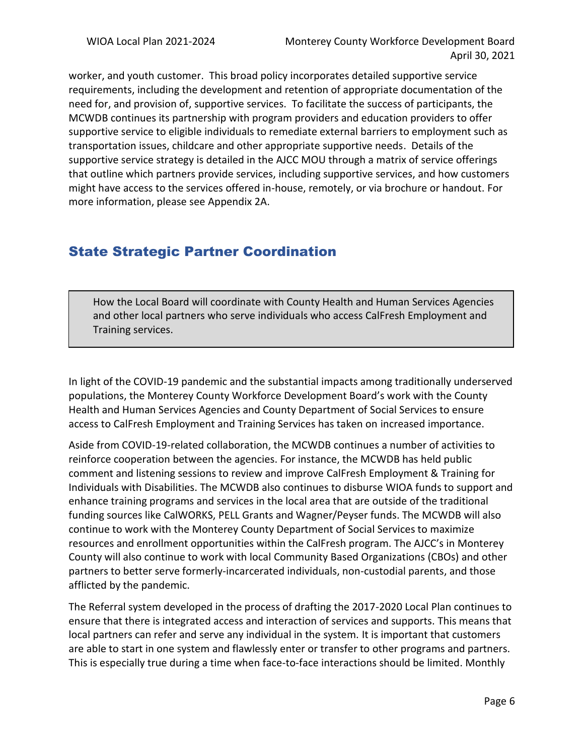worker, and youth customer. This broad policy incorporates detailed supportive service requirements, including the development and retention of appropriate documentation of the need for, and provision of, supportive services. To facilitate the success of participants, the MCWDB continues its partnership with program providers and education providers to offer supportive service to eligible individuals to remediate external barriers to employment such as transportation issues, childcare and other appropriate supportive needs. Details of the supportive service strategy is detailed in the AJCC MOU through a matrix of service offerings that outline which partners provide services, including supportive services, and how customers might have access to the services offered in-house, remotely, or via brochure or handout. For more information, please see Appendix 2A.

## State Strategic Partner Coordination

> How the Local Board will coordinate with County Health and Human Services Agencies and other local partners who serve individuals who access CalFresh Employment and Training services.

In light of the COVID-19 pandemic and the substantial impacts among traditionally underserved populations, the Monterey County Workforce Development Board's work with the County Health and Human Services Agencies and County Department of Social Services to ensure access to CalFresh Employment and Training Services has taken on increased importance.

Aside from COVID-19-related collaboration, the MCWDB continues a number of activities to reinforce cooperation between the agencies. For instance, the MCWDB has held public comment and listening sessions to review and improve CalFresh Employment & Training for Individuals with Disabilities. The MCWDB also continues to disburse WIOA funds to support and enhance training programs and services in the local area that are outside of the traditional funding sources like CalWORKS, PELL Grants and Wagner/Peyser funds. The MCWDB will also continue to work with the Monterey County Department of Social Services to maximize resources and enrollment opportunities within the CalFresh program. The AJCC's in Monterey County will also continue to work with local Community Based Organizations (CBOs) and other partners to better serve formerly-incarcerated individuals, non-custodial parents, and those afflicted by the pandemic.

The Referral system developed in the process of drafting the 2017-2020 Local Plan continues to ensure that there is integrated access and interaction of services and supports. This means that local partners can refer and serve any individual in the system. It is important that customers are able to start in one system and flawlessly enter or transfer to other programs and partners. This is especially true during a time when face-to-face interactions should be limited. Monthly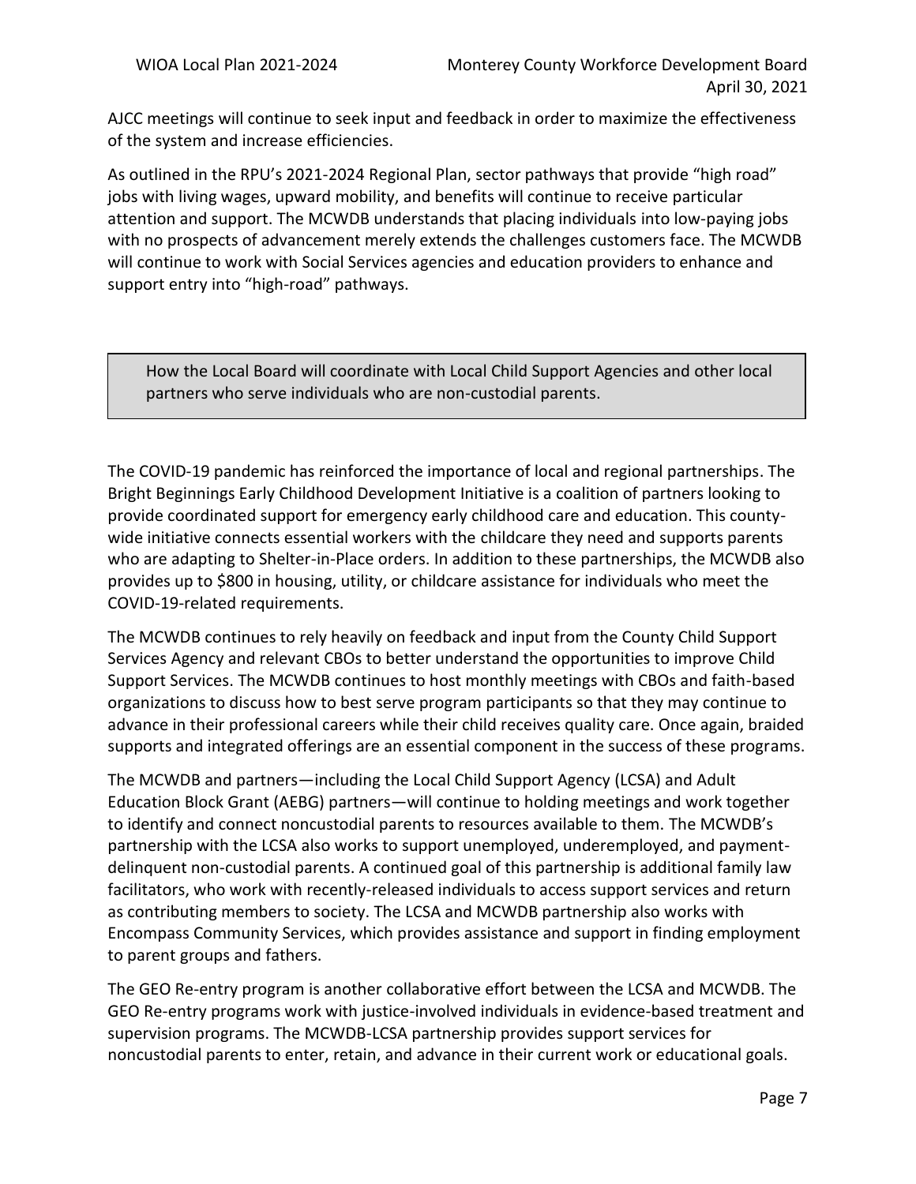AJCC meetings will continue to seek input and feedback in order to maximize the effectiveness of the system and increase efficiencies.

As outlined in the RPU's 2021-2024 Regional Plan, sector pathways that provide "high road" jobs with living wages, upward mobility, and benefits will continue to receive particular attention and support. The MCWDB understands that placing individuals into low-paying jobs with no prospects of advancement merely extends the challenges customers face. The MCWDB will continue to work with Social Services agencies and education providers to enhance and support entry into "high-road" pathways.

> How the Local Board will coordinate with Local Child Support Agencies and other local partners who serve individuals who are non-custodial parents.

The COVID-19 pandemic has reinforced the importance of local and regional partnerships. The Bright Beginnings Early Childhood Development Initiative is a coalition of partners looking to provide coordinated support for emergency early childhood care and education. This county-wide initiative connects essential workers with the childcare they need and supports parents who are adapting to Shelter-in-Place orders. In addition to these partnerships, the MCWDB also provides up to $800 in housing, utility, or childcare assistance for individuals who meet the COVID-19-related requirements.

The MCWDB continues to rely heavily on feedback and input from the County Child Support Services Agency and relevant CBOs to better understand the opportunities to improve Child Support Services. The MCWDB continues to host monthly meetings with CBOs and faith-based organizations to discuss how to best serve program participants so that they may continue to advance in their professional careers while their child receives quality care. Once again, braided supports and integrated offerings are an essential component in the success of these programs.

The MCWDB and partners—including the Local Child Support Agency (LCSA) and Adult Education Block Grant (AEBG) partners—will continue to holding meetings and work together to identify and connect noncustodial parents to resources available to them. The MCWDB's partnership with the LCSA also works to support unemployed, underemployed, and payment-delinquent non-custodial parents. A continued goal of this partnership is additional family law facilitators, who work with recently-released individuals to access support services and return as contributing members to society. The LCSA and MCWDB partnership also works with Encompass Community Services, which provides assistance and support in finding employment to parent groups and fathers.

The GEO Re-entry program is another collaborative effort between the LCSA and MCWDB. The GEO Re-entry programs work with justice-involved individuals in evidence-based treatment and supervision programs. The MCWDB-LCSA partnership provides support services for noncustodial parents to enter, retain, and advance in their current work or educational goals.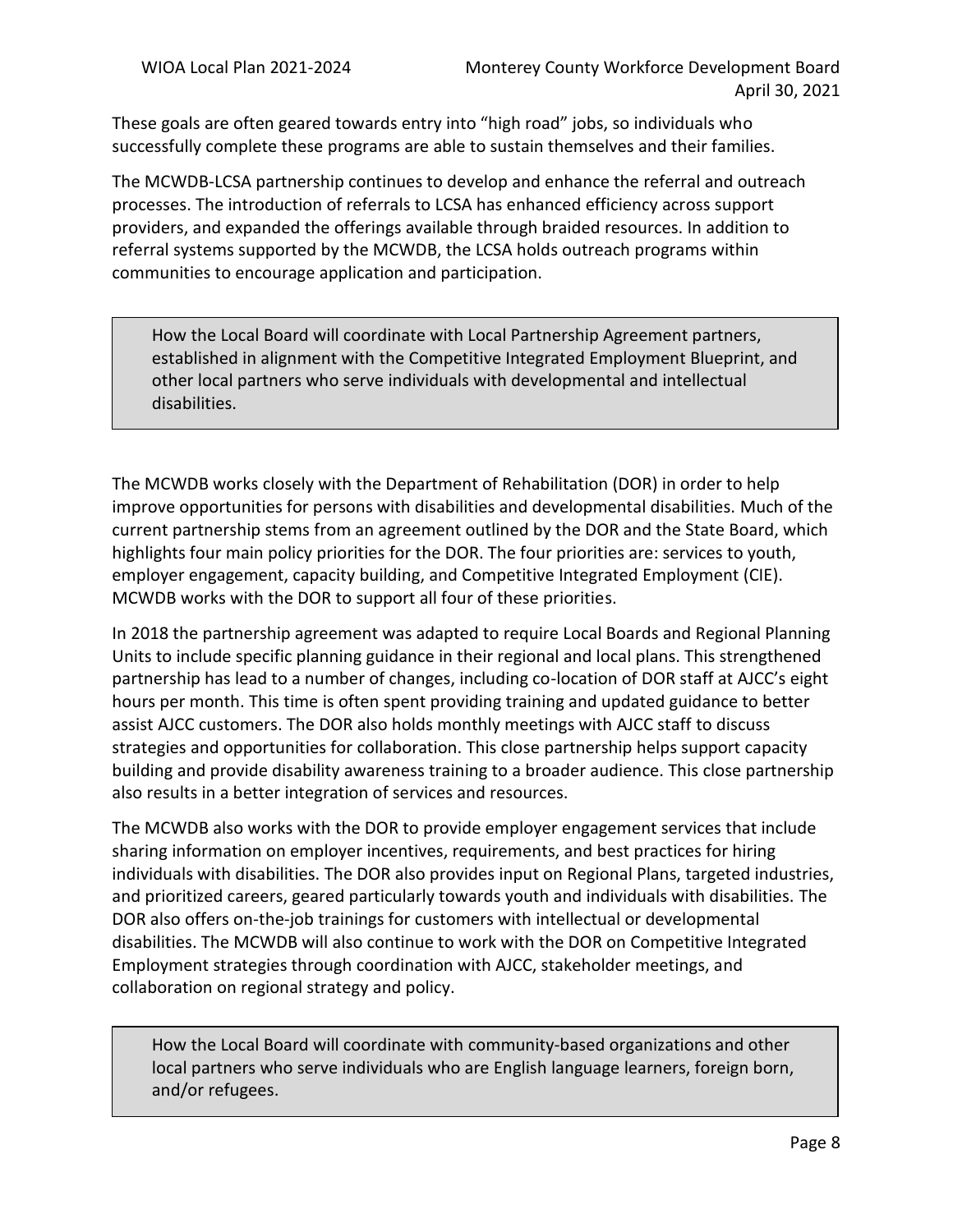These goals are often geared towards entry into "high road" jobs, so individuals who successfully complete these programs are able to sustain themselves and their families.

The MCWDB-LCSA partnership continues to develop and enhance the referral and outreach processes. The introduction of referrals to LCSA has enhanced efficiency across support providers, and expanded the offerings available through braided resources. In addition to referral systems supported by the MCWDB, the LCSA holds outreach programs within communities to encourage application and participation.

> How the Local Board will coordinate with Local Partnership Agreement partners, established in alignment with the Competitive Integrated Employment Blueprint, and other local partners who serve individuals with developmental and intellectual disabilities.

The MCWDB works closely with the Department of Rehabilitation (DOR) in order to help improve opportunities for persons with disabilities and developmental disabilities. Much of the current partnership stems from an agreement outlined by the DOR and the State Board, which highlights four main policy priorities for the DOR. The four priorities are: services to youth, employer engagement, capacity building, and Competitive Integrated Employment (CIE). MCWDB works with the DOR to support all four of these priorities.

In 2018 the partnership agreement was adapted to require Local Boards and Regional Planning Units to include specific planning guidance in their regional and local plans. This strengthened partnership has lead to a number of changes, including co-location of DOR staff at AJCC's eight hours per month. This time is often spent providing training and updated guidance to better assist AJCC customers. The DOR also holds monthly meetings with AJCC staff to discuss strategies and opportunities for collaboration. This close partnership helps support capacity building and provide disability awareness training to a broader audience. This close partnership also results in a better integration of services and resources.

The MCWDB also works with the DOR to provide employer engagement services that include sharing information on employer incentives, requirements, and best practices for hiring individuals with disabilities. The DOR also provides input on Regional Plans, targeted industries, and prioritized careers, geared particularly towards youth and individuals with disabilities. The DOR also offers on-the-job trainings for customers with intellectual or developmental disabilities. The MCWDB will also continue to work with the DOR on Competitive Integrated Employment strategies through coordination with AJCC, stakeholder meetings, and collaboration on regional strategy and policy.

> How the Local Board will coordinate with community-based organizations and other local partners who serve individuals who are English language learners, foreign born, and/or refugees.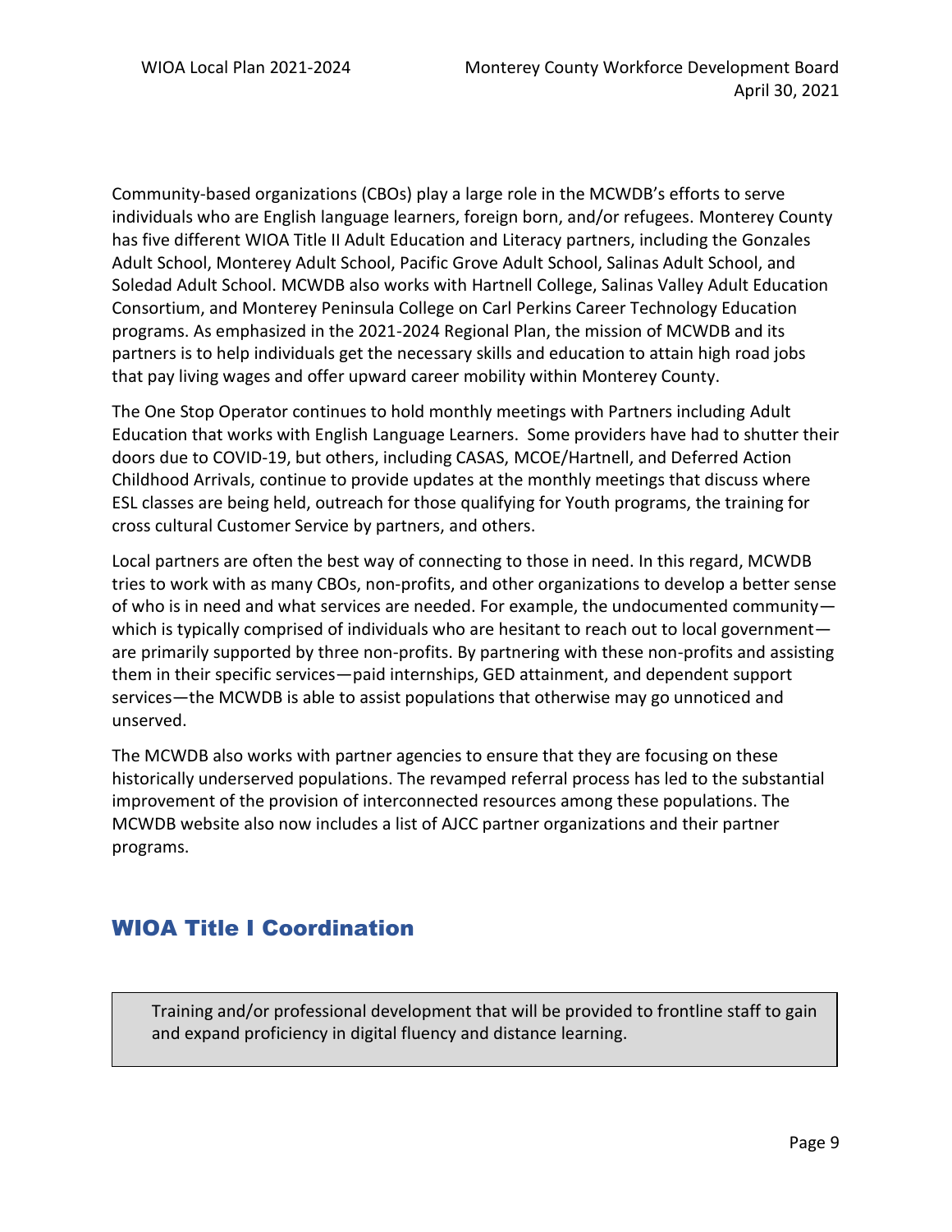Community-based organizations (CBOs) play a large role in the MCWDB's efforts to serve individuals who are English language learners, foreign born, and/or refugees. Monterey County has five different WIOA Title II Adult Education and Literacy partners, including the Gonzales Adult School, Monterey Adult School, Pacific Grove Adult School, Salinas Adult School, and Soledad Adult School. MCWDB also works with Hartnell College, Salinas Valley Adult Education Consortium, and Monterey Peninsula College on Carl Perkins Career Technology Education programs. As emphasized in the 2021-2024 Regional Plan, the mission of MCWDB and its partners is to help individuals get the necessary skills and education to attain high road jobs that pay living wages and offer upward career mobility within Monterey County.

The One Stop Operator continues to hold monthly meetings with Partners including Adult Education that works with English Language Learners. Some providers have had to shutter their doors due to COVID-19, but others, including CASAS, MCOE/Hartnell, and Deferred Action Childhood Arrivals, continue to provide updates at the monthly meetings that discuss where ESL classes are being held, outreach for those qualifying for Youth programs, the training for cross cultural Customer Service by partners, and others.

Local partners are often the best way of connecting to those in need. In this regard, MCWDB tries to work with as many CBOs, non-profits, and other organizations to develop a better sense of who is in need and what services are needed. For example, the undocumented community—which is typically comprised of individuals who are hesitant to reach out to local government—are primarily supported by three non-profits. By partnering with these non-profits and assisting them in their specific services—paid internships, GED attainment, and dependent support services—the MCWDB is able to assist populations that otherwise may go unnoticed and unserved.

The MCWDB also works with partner agencies to ensure that they are focusing on these historically underserved populations. The revamped referral process has led to the substantial improvement of the provision of interconnected resources among these populations. The MCWDB website also now includes a list of AJCC partner organizations and their partner programs.

## WIOA Title I Coordination

> Training and/or professional development that will be provided to frontline staff to gain and expand proficiency in digital fluency and distance learning.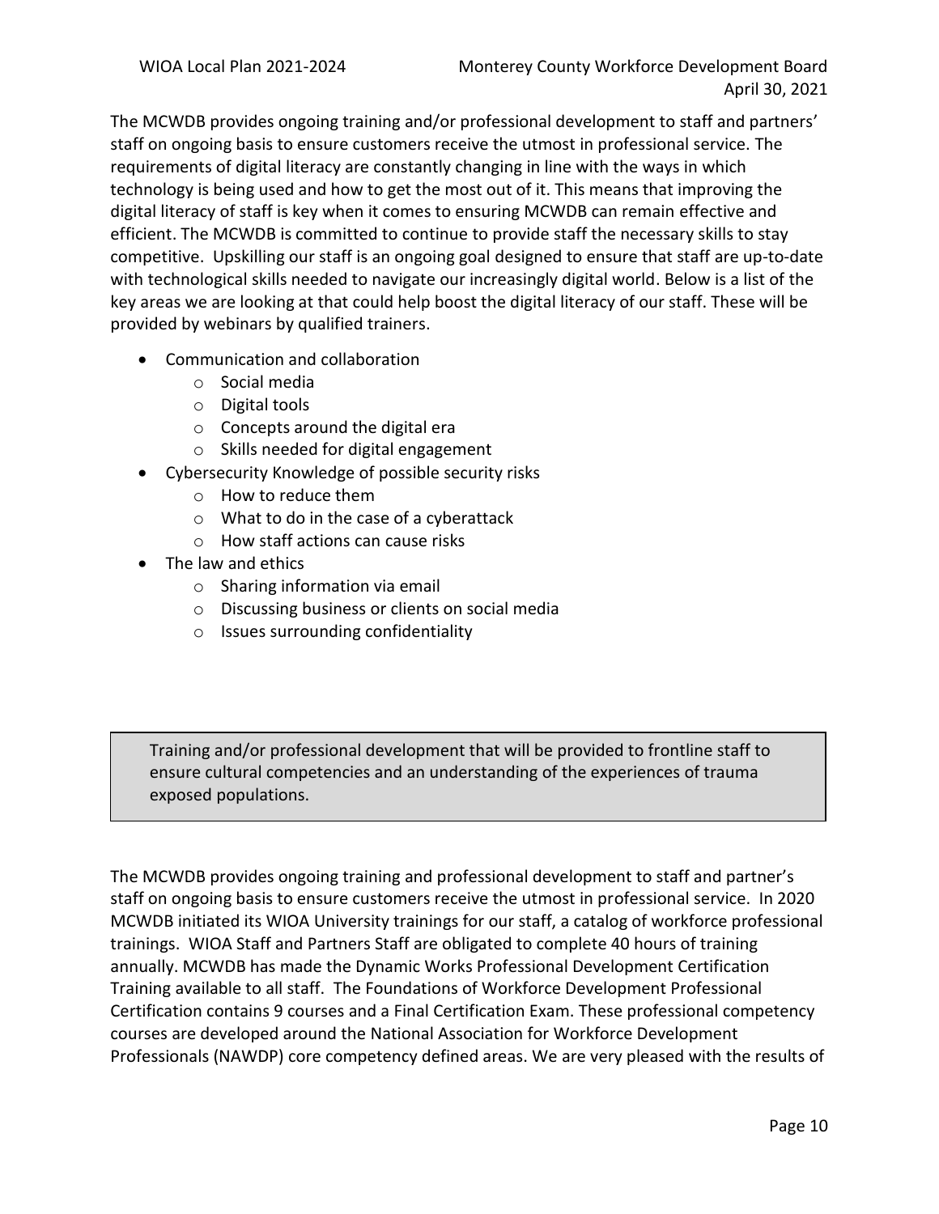The MCWDB provides ongoing training and/or professional development to staff and partners' staff on ongoing basis to ensure customers receive the utmost in professional service. The requirements of digital literacy are constantly changing in line with the ways in which technology is being used and how to get the most out of it. This means that improving the digital literacy of staff is key when it comes to ensuring MCWDB can remain effective and efficient. The MCWDB is committed to continue to provide staff the necessary skills to stay competitive. Upskilling our staff is an ongoing goal designed to ensure that staff are up-to-date with technological skills needed to navigate our increasingly digital world. Below is a list of the key areas we are looking at that could help boost the digital literacy of our staff. These will be provided by webinars by qualified trainers.

- Communication and collaboration
  - Social media
  - Digital tools
  - Concepts around the digital era
  - Skills needed for digital engagement
- Cybersecurity Knowledge of possible security risks
  - How to reduce them
  - What to do in the case of a cyberattack
  - How staff actions can cause risks
- The law and ethics
  - Sharing information via email
  - Discussing business or clients on social media
  - Issues surrounding confidentiality

> Training and/or professional development that will be provided to frontline staff to ensure cultural competencies and an understanding of the experiences of trauma exposed populations.

The MCWDB provides ongoing training and professional development to staff and partner's staff on ongoing basis to ensure customers receive the utmost in professional service. In 2020 MCWDB initiated its WIOA University trainings for our staff, a catalog of workforce professional trainings. WIOA Staff and Partners Staff are obligated to complete 40 hours of training annually. MCWDB has made the Dynamic Works Professional Development Certification Training available to all staff. The Foundations of Workforce Development Professional Certification contains 9 courses and a Final Certification Exam. These professional competency courses are developed around the National Association for Workforce Development Professionals (NAWDP) core competency defined areas. We are very pleased with the results of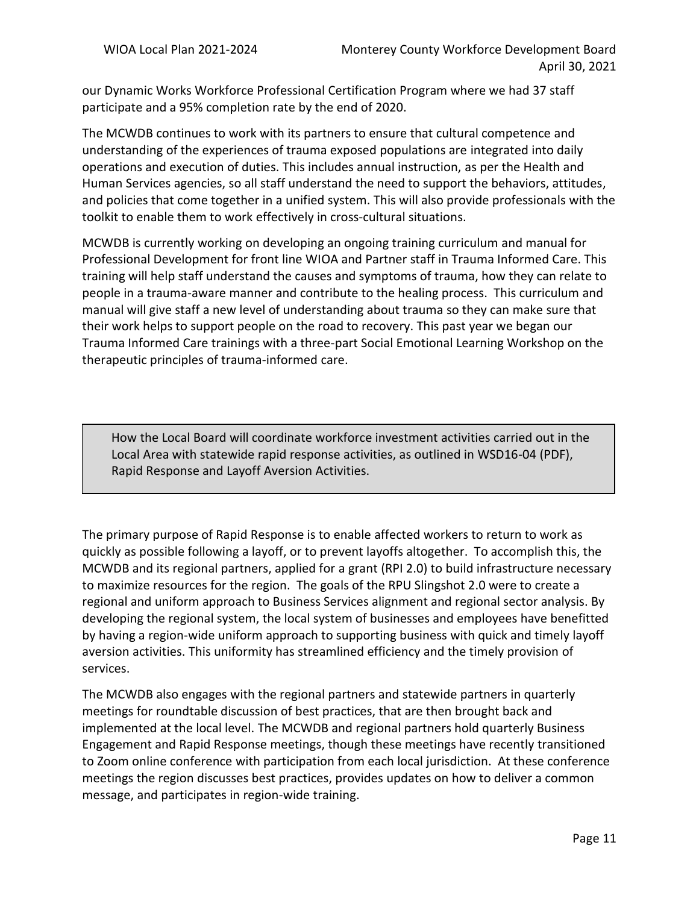our Dynamic Works Workforce Professional Certification Program where we had 37 staff participate and a 95% completion rate by the end of 2020.

The MCWDB continues to work with its partners to ensure that cultural competence and understanding of the experiences of trauma exposed populations are integrated into daily operations and execution of duties. This includes annual instruction, as per the Health and Human Services agencies, so all staff understand the need to support the behaviors, attitudes, and policies that come together in a unified system. This will also provide professionals with the toolkit to enable them to work effectively in cross-cultural situations.

MCWDB is currently working on developing an ongoing training curriculum and manual for Professional Development for front line WIOA and Partner staff in Trauma Informed Care. This training will help staff understand the causes and symptoms of trauma, how they can relate to people in a trauma-aware manner and contribute to the healing process. This curriculum and manual will give staff a new level of understanding about trauma so they can make sure that their work helps to support people on the road to recovery. This past year we began our Trauma Informed Care trainings with a three-part Social Emotional Learning Workshop on the therapeutic principles of trauma-informed care.

> How the Local Board will coordinate workforce investment activities carried out in the Local Area with statewide rapid response activities, as outlined in WSD16-04 (PDF), Rapid Response and Layoff Aversion Activities.

The primary purpose of Rapid Response is to enable affected workers to return to work as quickly as possible following a layoff, or to prevent layoffs altogether. To accomplish this, the MCWDB and its regional partners, applied for a grant (RPI 2.0) to build infrastructure necessary to maximize resources for the region. The goals of the RPU Slingshot 2.0 were to create a regional and uniform approach to Business Services alignment and regional sector analysis. By developing the regional system, the local system of businesses and employees have benefitted by having a region-wide uniform approach to supporting business with quick and timely layoff aversion activities. This uniformity has streamlined efficiency and the timely provision of services.

The MCWDB also engages with the regional partners and statewide partners in quarterly meetings for roundtable discussion of best practices, that are then brought back and implemented at the local level. The MCWDB and regional partners hold quarterly Business Engagement and Rapid Response meetings, though these meetings have recently transitioned to Zoom online conference with participation from each local jurisdiction. At these conference meetings the region discusses best practices, provides updates on how to deliver a common message, and participates in region-wide training.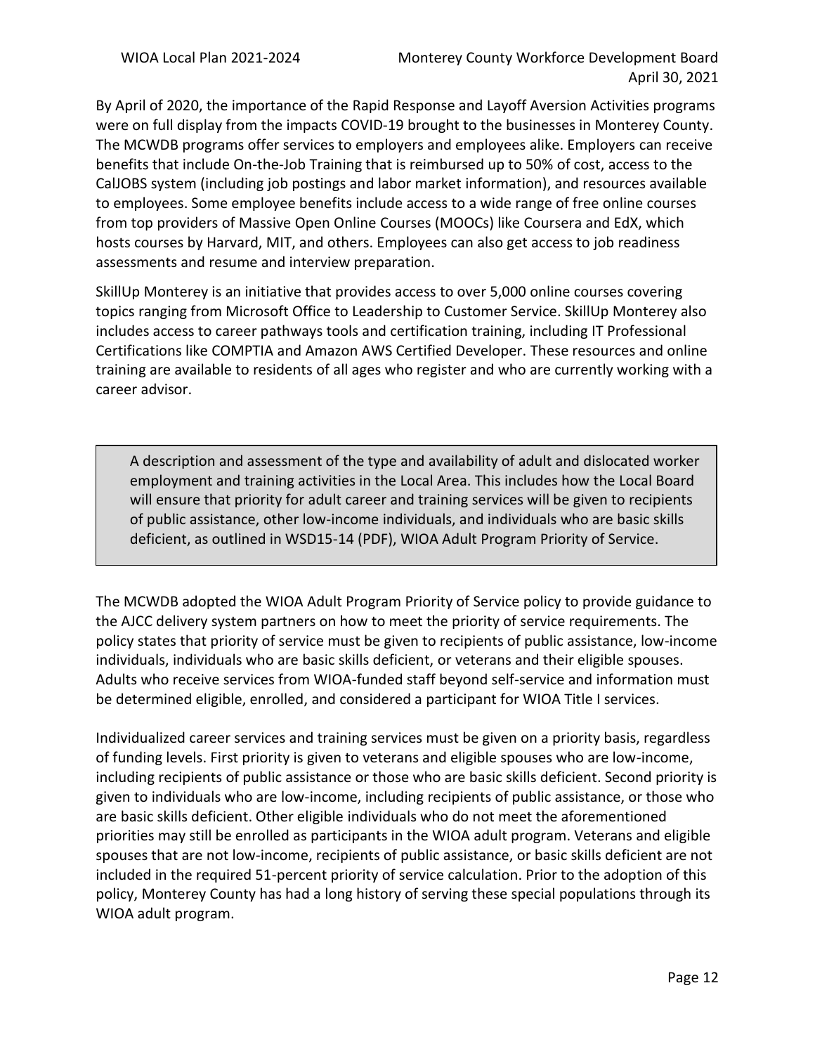By April of 2020, the importance of the Rapid Response and Layoff Aversion Activities programs were on full display from the impacts COVID-19 brought to the businesses in Monterey County. The MCWDB programs offer services to employers and employees alike. Employers can receive benefits that include On-the-Job Training that is reimbursed up to 50% of cost, access to the CalJOBS system (including job postings and labor market information), and resources available to employees. Some employee benefits include access to a wide range of free online courses from top providers of Massive Open Online Courses (MOOCs) like Coursera and EdX, which hosts courses by Harvard, MIT, and others. Employees can also get access to job readiness assessments and resume and interview preparation.

SkillUp Monterey is an initiative that provides access to over 5,000 online courses covering topics ranging from Microsoft Office to Leadership to Customer Service. SkillUp Monterey also includes access to career pathways tools and certification training, including IT Professional Certifications like COMPTIA and Amazon AWS Certified Developer. These resources and online training are available to residents of all ages who register and who are currently working with a career advisor.

> A description and assessment of the type and availability of adult and dislocated worker employment and training activities in the Local Area. This includes how the Local Board will ensure that priority for adult career and training services will be given to recipients of public assistance, other low-income individuals, and individuals who are basic skills deficient, as outlined in WSD15-14 (PDF), WIOA Adult Program Priority of Service.

The MCWDB adopted the WIOA Adult Program Priority of Service policy to provide guidance to the AJCC delivery system partners on how to meet the priority of service requirements. The policy states that priority of service must be given to recipients of public assistance, low-income individuals, individuals who are basic skills deficient, or veterans and their eligible spouses. Adults who receive services from WIOA-funded staff beyond self-service and information must be determined eligible, enrolled, and considered a participant for WIOA Title I services.

Individualized career services and training services must be given on a priority basis, regardless of funding levels. First priority is given to veterans and eligible spouses who are low-income, including recipients of public assistance or those who are basic skills deficient. Second priority is given to individuals who are low-income, including recipients of public assistance, or those who are basic skills deficient. Other eligible individuals who do not meet the aforementioned priorities may still be enrolled as participants in the WIOA adult program. Veterans and eligible spouses that are not low-income, recipients of public assistance, or basic skills deficient are not included in the required 51-percent priority of service calculation. Prior to the adoption of this policy, Monterey County has had a long history of serving these special populations through its WIOA adult program.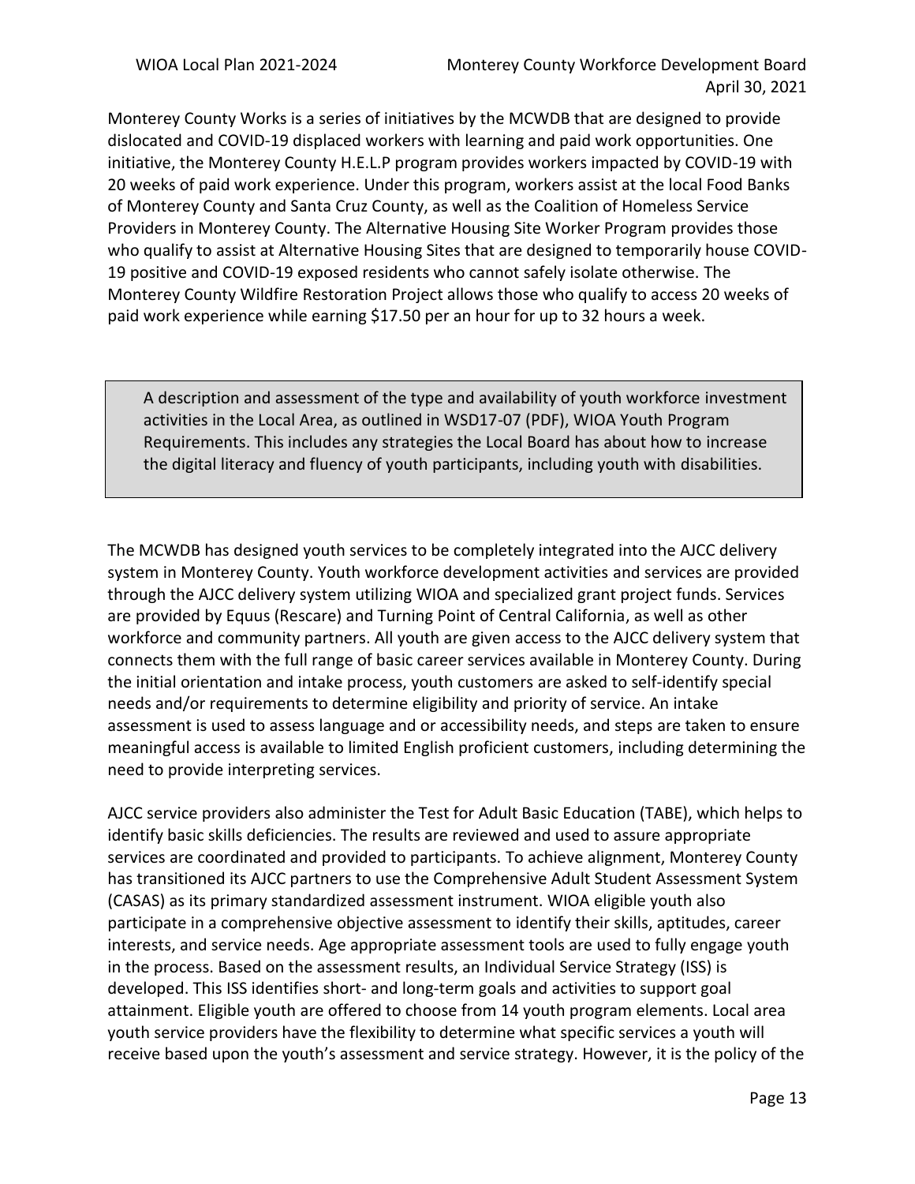Monterey County Works is a series of initiatives by the MCWDB that are designed to provide dislocated and COVID-19 displaced workers with learning and paid work opportunities. One initiative, the Monterey County H.E.L.P program provides workers impacted by COVID-19 with 20 weeks of paid work experience. Under this program, workers assist at the local Food Banks of Monterey County and Santa Cruz County, as well as the Coalition of Homeless Service Providers in Monterey County. The Alternative Housing Site Worker Program provides those who qualify to assist at Alternative Housing Sites that are designed to temporarily house COVID-19 positive and COVID-19 exposed residents who cannot safely isolate otherwise. The Monterey County Wildfire Restoration Project allows those who qualify to access 20 weeks of paid work experience while earning $17.50 per an hour for up to 32 hours a week.

> A description and assessment of the type and availability of youth workforce investment activities in the Local Area, as outlined in WSD17-07 (PDF), WIOA Youth Program Requirements. This includes any strategies the Local Board has about how to increase the digital literacy and fluency of youth participants, including youth with disabilities.

The MCWDB has designed youth services to be completely integrated into the AJCC delivery system in Monterey County. Youth workforce development activities and services are provided through the AJCC delivery system utilizing WIOA and specialized grant project funds. Services are provided by Equus (Rescare) and Turning Point of Central California, as well as other workforce and community partners. All youth are given access to the AJCC delivery system that connects them with the full range of basic career services available in Monterey County. During the initial orientation and intake process, youth customers are asked to self-identify special needs and/or requirements to determine eligibility and priority of service. An intake assessment is used to assess language and or accessibility needs, and steps are taken to ensure meaningful access is available to limited English proficient customers, including determining the need to provide interpreting services.

AJCC service providers also administer the Test for Adult Basic Education (TABE), which helps to identify basic skills deficiencies. The results are reviewed and used to assure appropriate services are coordinated and provided to participants. To achieve alignment, Monterey County has transitioned its AJCC partners to use the Comprehensive Adult Student Assessment System (CASAS) as its primary standardized assessment instrument. WIOA eligible youth also participate in a comprehensive objective assessment to identify their skills, aptitudes, career interests, and service needs. Age appropriate assessment tools are used to fully engage youth in the process. Based on the assessment results, an Individual Service Strategy (ISS) is developed. This ISS identifies short- and long-term goals and activities to support goal attainment. Eligible youth are offered to choose from 14 youth program elements. Local area youth service providers have the flexibility to determine what specific services a youth will receive based upon the youth's assessment and service strategy. However, it is the policy of the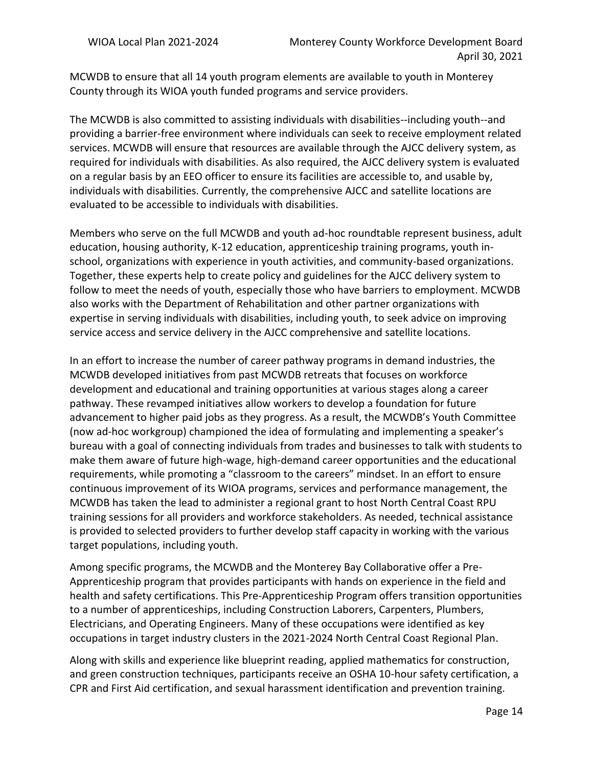MCWDB to ensure that all 14 youth program elements are available to youth in Monterey County through its WIOA youth funded programs and service providers.

The MCWDB is also committed to assisting individuals with disabilities--including youth--and providing a barrier-free environment where individuals can seek to receive employment related services. MCWDB will ensure that resources are available through the AJCC delivery system, as required for individuals with disabilities. As also required, the AJCC delivery system is evaluated on a regular basis by an EEO officer to ensure its facilities are accessible to, and usable by, individuals with disabilities. Currently, the comprehensive AJCC and satellite locations are evaluated to be accessible to individuals with disabilities.

Members who serve on the full MCWDB and youth ad-hoc roundtable represent business, adult education, housing authority, K-12 education, apprenticeship training programs, youth in-school, organizations with experience in youth activities, and community-based organizations. Together, these experts help to create policy and guidelines for the AJCC delivery system to follow to meet the needs of youth, especially those who have barriers to employment. MCWDB also works with the Department of Rehabilitation and other partner organizations with expertise in serving individuals with disabilities, including youth, to seek advice on improving service access and service delivery in the AJCC comprehensive and satellite locations.

In an effort to increase the number of career pathway programs in demand industries, the MCWDB developed initiatives from past MCWDB retreats that focuses on workforce development and educational and training opportunities at various stages along a career pathway. These revamped initiatives allow workers to develop a foundation for future advancement to higher paid jobs as they progress. As a result, the MCWDB's Youth Committee (now ad-hoc workgroup) championed the idea of formulating and implementing a speaker's bureau with a goal of connecting individuals from trades and businesses to talk with students to make them aware of future high-wage, high-demand career opportunities and the educational requirements, while promoting a "classroom to the careers" mindset. In an effort to ensure continuous improvement of its WIOA programs, services and performance management, the MCWDB has taken the lead to administer a regional grant to host North Central Coast RPU training sessions for all providers and workforce stakeholders. As needed, technical assistance is provided to selected providers to further develop staff capacity in working with the various target populations, including youth.

Among specific programs, the MCWDB and the Monterey Bay Collaborative offer a Pre-Apprenticeship program that provides participants with hands on experience in the field and health and safety certifications. This Pre-Apprenticeship Program offers transition opportunities to a number of apprenticeships, including Construction Laborers, Carpenters, Plumbers, Electricians, and Operating Engineers. Many of these occupations were identified as key occupations in target industry clusters in the 2021-2024 North Central Coast Regional Plan.

Along with skills and experience like blueprint reading, applied mathematics for construction, and green construction techniques, participants receive an OSHA 10-hour safety certification, a CPR and First Aid certification, and sexual harassment identification and prevention training.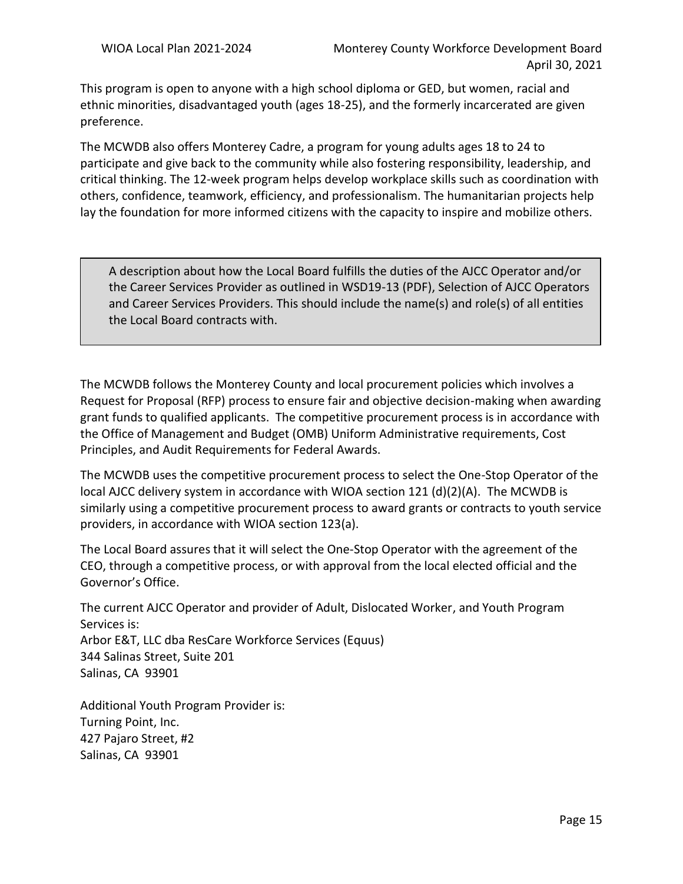This program is open to anyone with a high school diploma or GED, but women, racial and ethnic minorities, disadvantaged youth (ages 18-25), and the formerly incarcerated are given preference.

The MCWDB also offers Monterey Cadre, a program for young adults ages 18 to 24 to participate and give back to the community while also fostering responsibility, leadership, and critical thinking. The 12-week program helps develop workplace skills such as coordination with others, confidence, teamwork, efficiency, and professionalism. The humanitarian projects help lay the foundation for more informed citizens with the capacity to inspire and mobilize others.

> A description about how the Local Board fulfills the duties of the AJCC Operator and/or the Career Services Provider as outlined in WSD19-13 (PDF), Selection of AJCC Operators and Career Services Providers. This should include the name(s) and role(s) of all entities the Local Board contracts with.

The MCWDB follows the Monterey County and local procurement policies which involves a Request for Proposal (RFP) process to ensure fair and objective decision-making when awarding grant funds to qualified applicants. The competitive procurement process is in accordance with the Office of Management and Budget (OMB) Uniform Administrative requirements, Cost Principles, and Audit Requirements for Federal Awards.

The MCWDB uses the competitive procurement process to select the One-Stop Operator of the local AJCC delivery system in accordance with WIOA section 121 (d)(2)(A). The MCWDB is similarly using a competitive procurement process to award grants or contracts to youth service providers, in accordance with WIOA section 123(a).

The Local Board assures that it will select the One-Stop Operator with the agreement of the CEO, through a competitive process, or with approval from the local elected official and the Governor's Office.

The current AJCC Operator and provider of Adult, Dislocated Worker, and Youth Program Services is:
Arbor E&T, LLC dba ResCare Workforce Services (Equus)
344 Salinas Street, Suite 201
Salinas, CA 93901

Additional Youth Program Provider is:
Turning Point, Inc.
427 Pajaro Street, #2
Salinas, CA 93901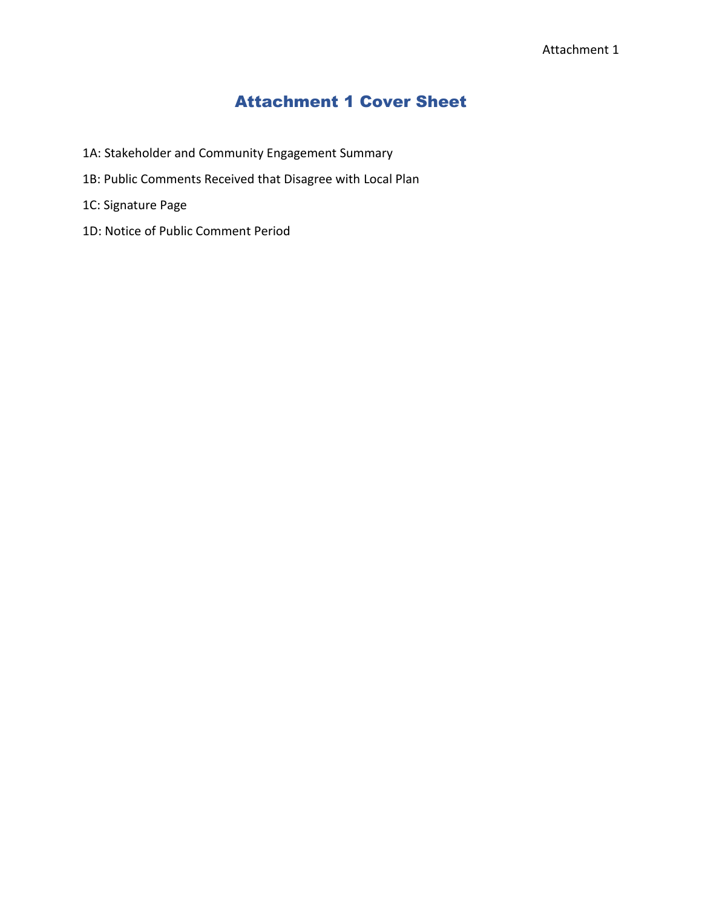# Attachment 1 Cover Sheet

1A: Stakeholder and Community Engagement Summary

1B: Public Comments Received that Disagree with Local Plan

1C: Signature Page

1D: Notice of Public Comment Period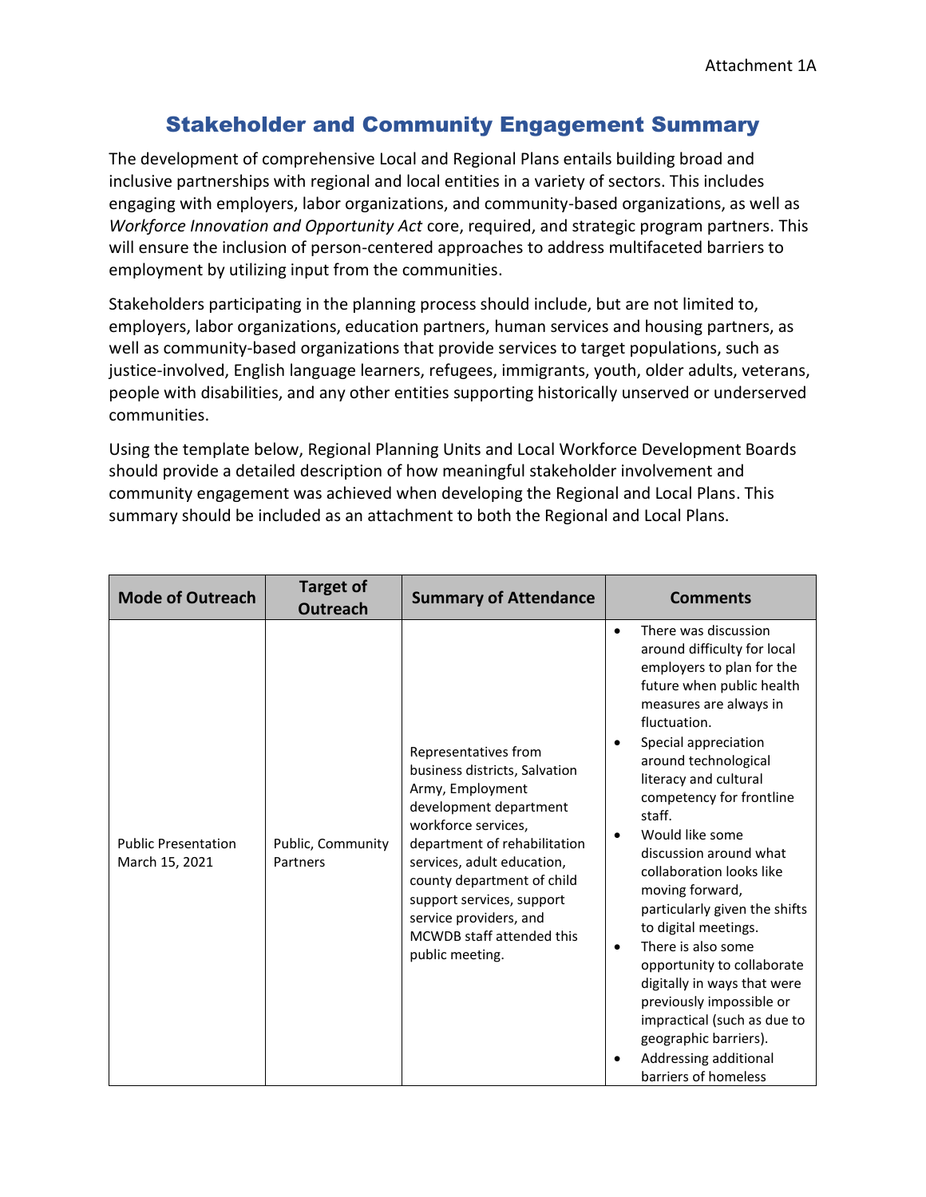Attachment 1A

# Stakeholder and Community Engagement Summary

The development of comprehensive Local and Regional Plans entails building broad and inclusive partnerships with regional and local entities in a variety of sectors. This includes engaging with employers, labor organizations, and community-based organizations, as well as *Workforce Innovation and Opportunity Act* core, required, and strategic program partners. This will ensure the inclusion of person-centered approaches to address multifaceted barriers to employment by utilizing input from the communities.

Stakeholders participating in the planning process should include, but are not limited to, employers, labor organizations, education partners, human services and housing partners, as well as community-based organizations that provide services to target populations, such as justice-involved, English language learners, refugees, immigrants, youth, older adults, veterans, people with disabilities, and any other entities supporting historically unserved or underserved communities.

Using the template below, Regional Planning Units and Local Workforce Development Boards should provide a detailed description of how meaningful stakeholder involvement and community engagement was achieved when developing the Regional and Local Plans. This summary should be included as an attachment to both the Regional and Local Plans.

| Mode of Outreach | Target of Outreach | Summary of Attendance | Comments |
|---|---|---|---|
| Public Presentation March 15, 2021 | Public, Community Partners | Representatives from business districts, Salvation Army, Employment development department workforce services, department of rehabilitation services, adult education, county department of child support services, support service providers, and MCWDB staff attended this public meeting. | • There was discussion around difficulty for local employers to plan for the future when public health measures are always in fluctuation.<br>• Special appreciation around technological literacy and cultural competency for frontline staff.<br>• Would like some discussion around what collaboration looks like moving forward, particularly given the shifts to digital meetings.<br>• There is also some opportunity to collaborate digitally in ways that were previously impossible or impractical (such as due to geographic barriers).<br>• Addressing additional barriers of homeless |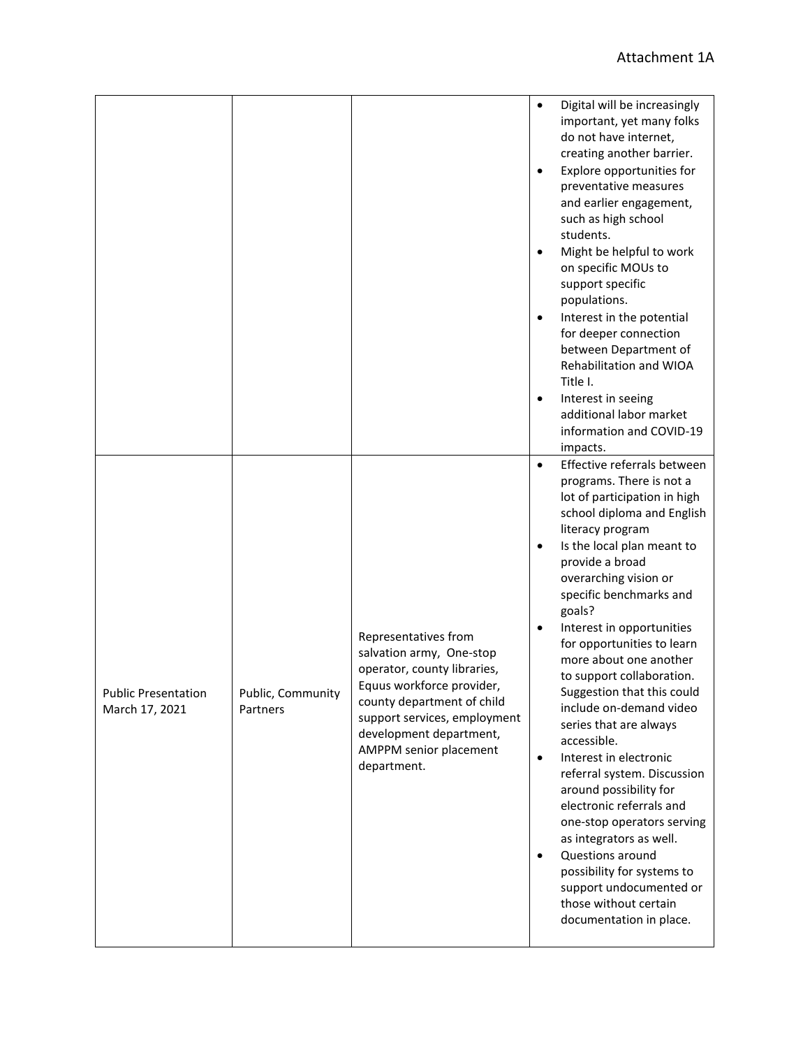| | | | |
|---|---|---|---|
| | | | • Digital will be increasingly important, yet many folks do not have internet, creating another barrier.<br>• Explore opportunities for preventative measures and earlier engagement, such as high school students.<br>• Might be helpful to work on specific MOUs to support specific populations.<br>• Interest in the potential for deeper connection between Department of Rehabilitation and WIOA Title I.<br>• Interest in seeing additional labor market information and COVID-19 impacts. |
| Public Presentation March 17, 2021 | Public, Community Partners | Representatives from salvation army, One-stop operator, county libraries, Equus workforce provider, county department of child support services, employment development department, AMPPM senior placement department. | • Effective referrals between programs. There is not a lot of participation in high school diploma and English literacy program<br>• Is the local plan meant to provide a broad overarching vision or specific benchmarks and goals?<br>• Interest in opportunities for opportunities to learn more about one another to support collaboration. Suggestion that this could include on-demand video series that are always accessible.<br>• Interest in electronic referral system. Discussion around possibility for electronic referrals and one-stop operators serving as integrators as well.<br>• Questions around possibility for systems to support undocumented or those without certain documentation in place. |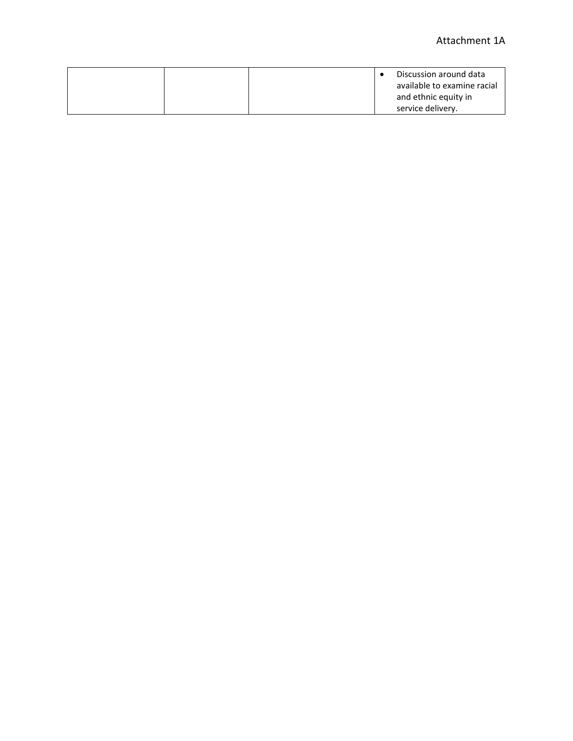| | | | |
|---|---|---|---|
| | | | • Discussion around data available to examine racial and ethnic equity in service delivery. |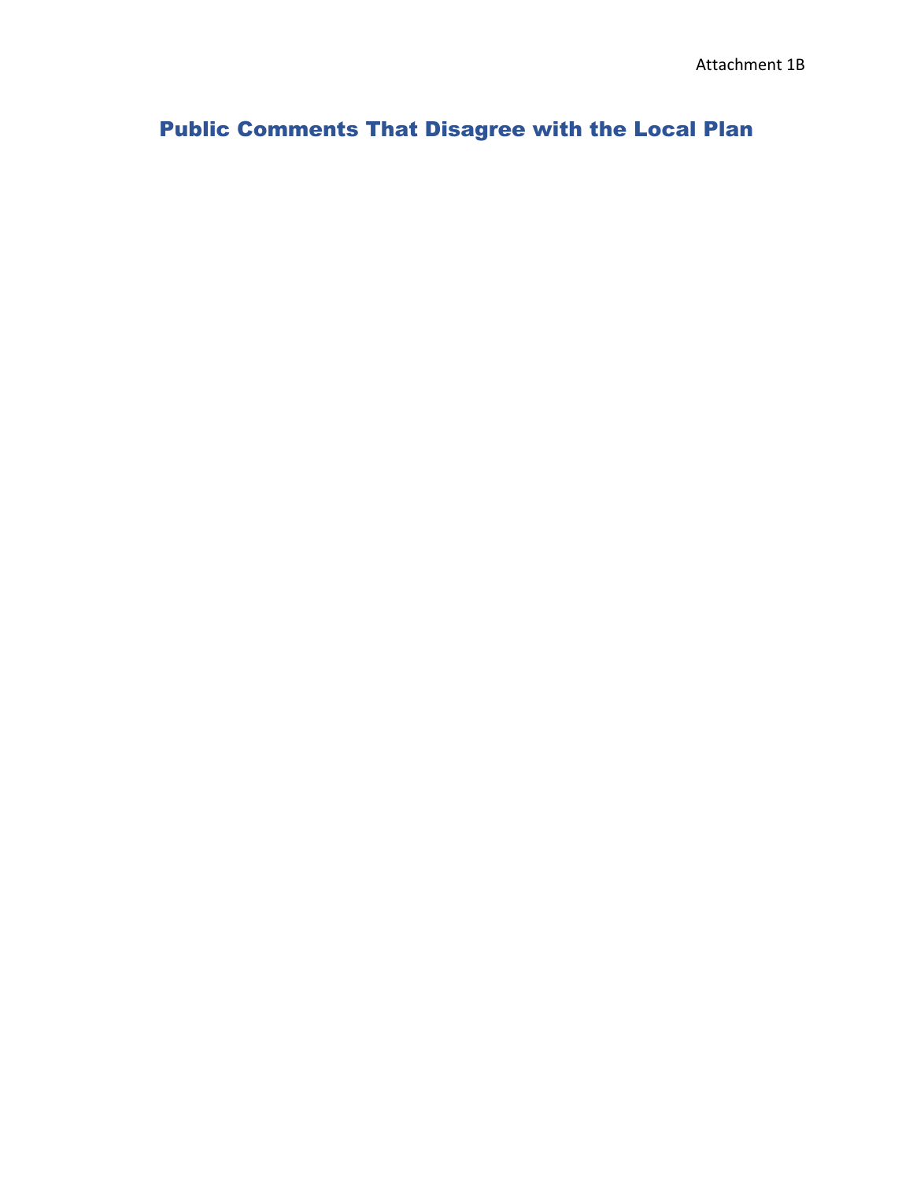Attachment 1B

# Public Comments That Disagree with the Local Plan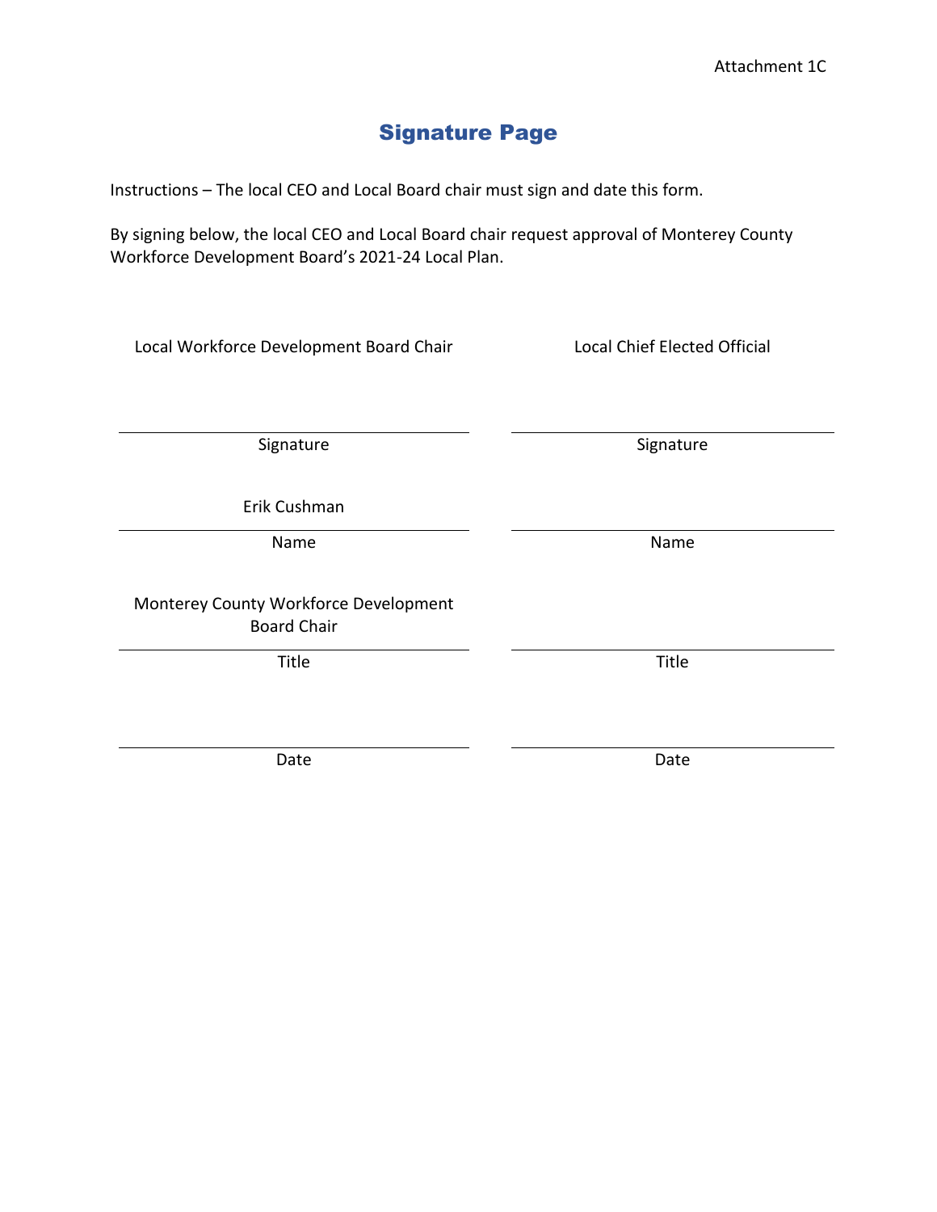Attachment 1C

# Signature Page

Instructions – The local CEO and Local Board chair must sign and date this form.

By signing below, the local CEO and Local Board chair request approval of Monterey County Workforce Development Board's 2021-24 Local Plan.

| Local Workforce Development Board Chair | Local Chief Elected Official |
|---|---|
| | |
| Signature | Signature |
| Erik Cushman | |
| Name | Name |
| Monterey County Workforce Development Board Chair | |
| Title | Title |
| | |
| Date | Date |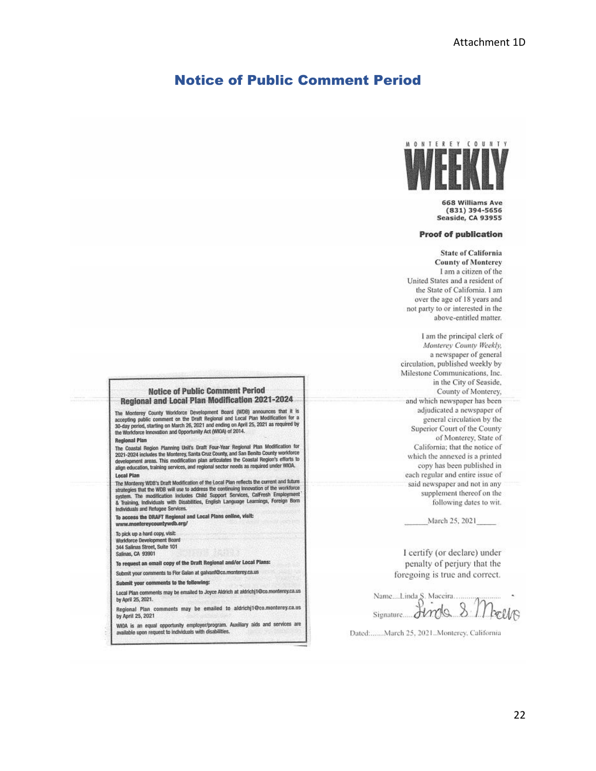Attachment 1D

# Notice of Public Comment Period

MONTEREY COUNTY

**WEEKLY**

**668 Williams Ave**
**(831) 394-5656**
**Seaside, CA 93955**

**Proof of publication**

**State of California**
**County of Monterey**
I am a citizen of the United States and a resident of the State of California. I am over the age of 18 years and not party to or interested in the above-entitled matter.

I am the principal clerk of *Monterey County Weekly,* a newspaper of general circulation, published weekly by Milestone Communications, Inc. in the City of Seaside, County of Monterey, and which newspaper has been adjudicated a newspaper of general circulation by the Superior Court of the County of Monterey, State of California; that the notice of which the annexed is a printed copy has been published in each regular and entire issue of said newspaper and not in any supplement thereof on the following dates to wit.

______March 25, 2021_____

I certify (or declare) under penalty of perjury that the foregoing is true and correct.

Name....Linda S. Maceira..........................

Signature......Linda S. Maceira

Dated:.......March 25, 2021..Monterey, California

---

## Notice of Public Comment Period
## Regional and Local Plan Modification 2021-2024

The Monterey County Workforce Development Board (WDB) announces that it is accepting public comment on the Draft Regional and Local Plan Modification for a 30-day period, starting on March 26, 2021 and ending on April 25, 2021 as required by the Workforce Innovation and Opportunity Act (WIOA) of 2014.

**Regional Plan**

The Coastal Region Planning Unit's Draft Four-Year Regional Plan Modification for 2021-2024 includes the Monterey, Santa Cruz County, and San Benito County workforce development areas. This modification plan articulates the Coastal Region's efforts to align education, training services, and regional sector needs as required under WIOA.

**Local Plan**

The Monterey WDB's Draft Modification of the Local Plan reflects the current and future strategies that the WDB will use to address the continuing innovation of the workforce system. The modification includes Child Support Services, CalFresh Employment & Training, Individuals with Disabilities, English Language Learnings, Foreign Born Individuals and Refugee Services.

**To access the DRAFT Regional and Local Plans online, visit:**
**www.montereycountywdb.org/**

To pick up a hard copy, visit:
Workforce Development Board
344 Salinas Street, Suite 101
Salinas, CA 93901

**To request an email copy of the Draft Regional and/or Local Plans:**

Submit your comments to Flor Galan at galvanf@co.monterey.ca.us

**Submit your comments to the following:**

Local Plan comments may be emailed to Joyce Aldrich at aldrichj1@co.monterey.ca.us by April 25, 2021.

Regional Plan comments may be emailed to aldrichj1@co.monterey.ca.us by April 25, 2021

WIOA is an equal opportunity employer/program. Auxiliary aids and services are available upon request to individuals with disabilities.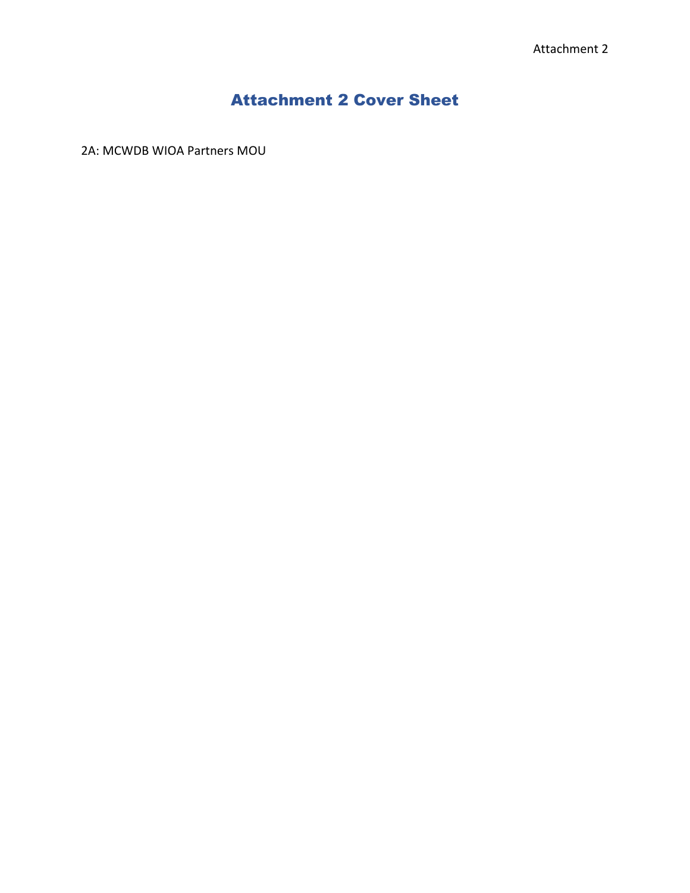# Attachment 2 Cover Sheet

2A: MCWDB WIOA Partners MOU